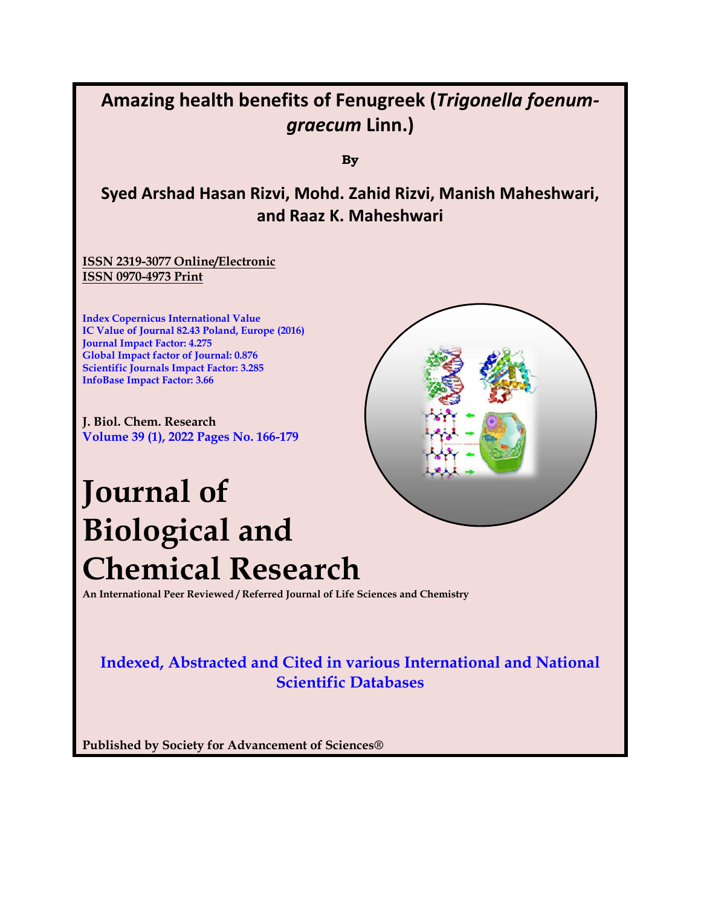# Amazing health benefits of Fenugreek (*Trigonella foenum-graecum* Linn.)

By

## Syed Arshad Hasan Rizvi, Mohd. Zahid Rizvi, Manish Maheshwari, and Raaz K. Maheshwari

ISSN 2319-3077 Online/Electronic
ISSN 0970-4973 Print

Index Copernicus International Value
IC Value of Journal 82.43 Poland, Europe (2016)
Journal Impact Factor: 4.275
Global Impact factor of Journal: 0.876
Scientific Journals Impact Factor: 3.285
InfoBase Impact Factor: 3.66

J. Biol. Chem. Research
Volume 39 (1), 2022 Pages No. 166-179

# Journal of Biological and Chemical Research

An International Peer Reviewed / Referred Journal of Life Sciences and Chemistry

**Indexed, Abstracted and Cited in various International and National Scientific Databases**

Published by Society for Advancement of Sciences®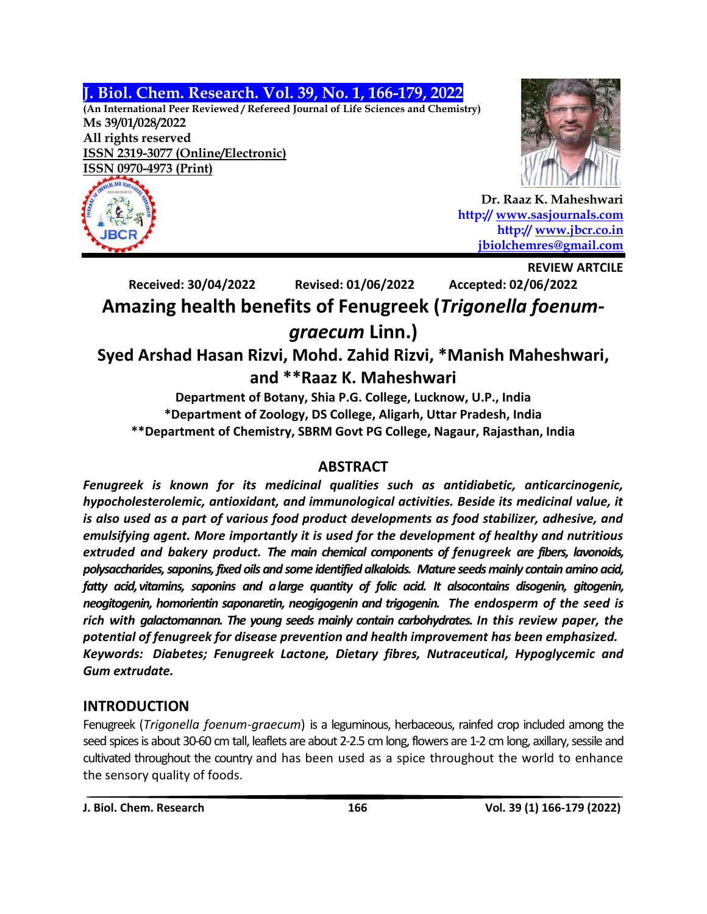# J. Biol. Chem. Research. Vol. 39, No. 1, 166-179, 2022

**(An International Peer Reviewed / Refereed Journal of Life Sciences and Chemistry)**
**Ms 39/01/028/2022**
**All rights reserved**
**ISSN 2319-3077 (Online/Electronic)**
**ISSN 0970-4973 (Print)**

**Dr. Raaz K. Maheshwari**
**http:// www.sasjournals.com**
**http:// www.jbcr.co.in**
**jbiolchemres@gmail.com**

**REVIEW ARTCILE**

**Received: 30/04/2022 Revised: 01/06/2022 Accepted: 02/06/2022**

# Amazing health benefits of Fenugreek (*Trigonella foenum-graecum* Linn.)

## Syed Arshad Hasan Rizvi, Mohd. Zahid Rizvi, *Manish Maheshwari, and **Raaz K. Maheshwari

**Department of Botany, Shia P.G. College, Lucknow, U.P., India**
***Department of Zoology, DS College, Aligarh, Uttar Pradesh, India**
****Department of Chemistry, SBRM Govt PG College, Nagaur, Rajasthan, India**

## ABSTRACT

***Fenugreek is known for its medicinal qualities such as antidiabetic, anticarcinogenic, hypocholesterolemic, antioxidant, and immunological activities. Beside its medicinal value, it is also used as a part of various food product developments as food stabilizer, adhesive, and emulsifying agent. More importantly it is used for the development of healthy and nutritious extruded and bakery product. The main chemical components of fenugreek are fibers, lavonoids, polysaccharides, saponins, fixed oils and some identified alkaloids. Mature seeds mainly contain amino acid, fatty acid, vitamins, saponins and a large quantity of folic acid. It alsocontains disogenin, gitogenin, neogitogenin, homorientin saponaretin, neogigogenin and trigogenin. The endosperm of the seed is rich with galactomannan. The young seeds mainly contain carbohydrates. In this review paper, the potential of fenugreek for disease prevention and health improvement has been emphasized.***
***Keywords: Diabetes; Fenugreek Lactone, Dietary fibres, Nutraceutical, Hypoglycemic and Gum extrudate.***

## INTRODUCTION

Fenugreek (*Trigonella foenum-graecum*) is a leguminous, herbaceous, rainfed crop included among the seed spices is about 30-60 cm tall, leaflets are about 2-2.5 cm long, flowers are 1-2 cm long, axillary, sessile and cultivated throughout the country and has been used as a spice throughout the world to enhance the sensory quality of foods.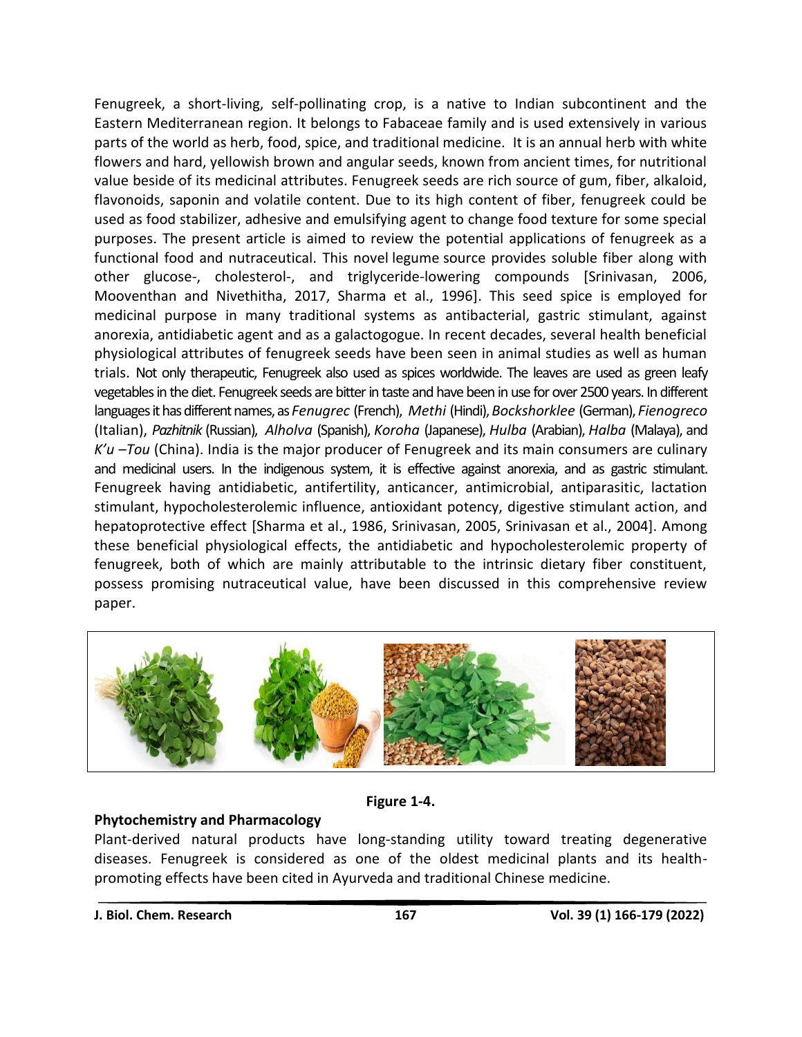Fenugreek, a short-living, self-pollinating crop, is a native to Indian subcontinent and the Eastern Mediterranean region. It belongs to Fabaceae family and is used extensively in various parts of the world as herb, food, spice, and traditional medicine. It is an annual herb with white flowers and hard, yellowish brown and angular seeds, known from ancient times, for nutritional value beside of its medicinal attributes. Fenugreek seeds are rich source of gum, fiber, alkaloid, flavonoids, saponin and volatile content. Due to its high content of fiber, fenugreek could be used as food stabilizer, adhesive and emulsifying agent to change food texture for some special purposes. The present article is aimed to review the potential applications of fenugreek as a functional food and nutraceutical. This novel legume source provides soluble fiber along with other glucose-, cholesterol-, and triglyceride-lowering compounds [Srinivasan, 2006, Mooventhan and Nivethitha, 2017, Sharma et al., 1996]. This seed spice is employed for medicinal purpose in many traditional systems as antibacterial, gastric stimulant, against anorexia, antidiabetic agent and as a galactogogue. In recent decades, several health beneficial physiological attributes of fenugreek seeds have been seen in animal studies as well as human trials. Not only therapeutic, Fenugreek also used as spices worldwide. The leaves are used as green leafy vegetables in the diet. Fenugreek seeds are bitter in taste and have been in use for over 2500 years. In different languages it has different names, as *Fenugrec* (French), *Methi* (Hindi), *Bockshorklee* (German), *Fienogreco* (Italian), *Pazhitnik* (Russian), *Alholva* (Spanish), *Koroha* (Japanese), *Hulba* (Arabian), *Halba* (Malaya), and *K'u –Tou* (China). India is the major producer of Fenugreek and its main consumers are culinary and medicinal users. In the indigenous system, it is effective against anorexia, and as gastric stimulant. Fenugreek having antidiabetic, antifertility, anticancer, antimicrobial, antiparasitic, lactation stimulant, hypocholesterolemic influence, antioxidant potency, digestive stimulant action, and hepatoprotective effect [Sharma et al., 1986, Srinivasan, 2005, Srinivasan et al., 2004]. Among these beneficial physiological effects, the antidiabetic and hypocholesterolemic property of fenugreek, both of which are mainly attributable to the intrinsic dietary fiber constituent, possess promising nutraceutical value, have been discussed in this comprehensive review paper.

**Figure 1-4.**

**Phytochemistry and Pharmacology**

Plant-derived natural products have long-standing utility toward treating degenerative diseases. Fenugreek is considered as one of the oldest medicinal plants and its health-promoting effects have been cited in Ayurveda and traditional Chinese medicine.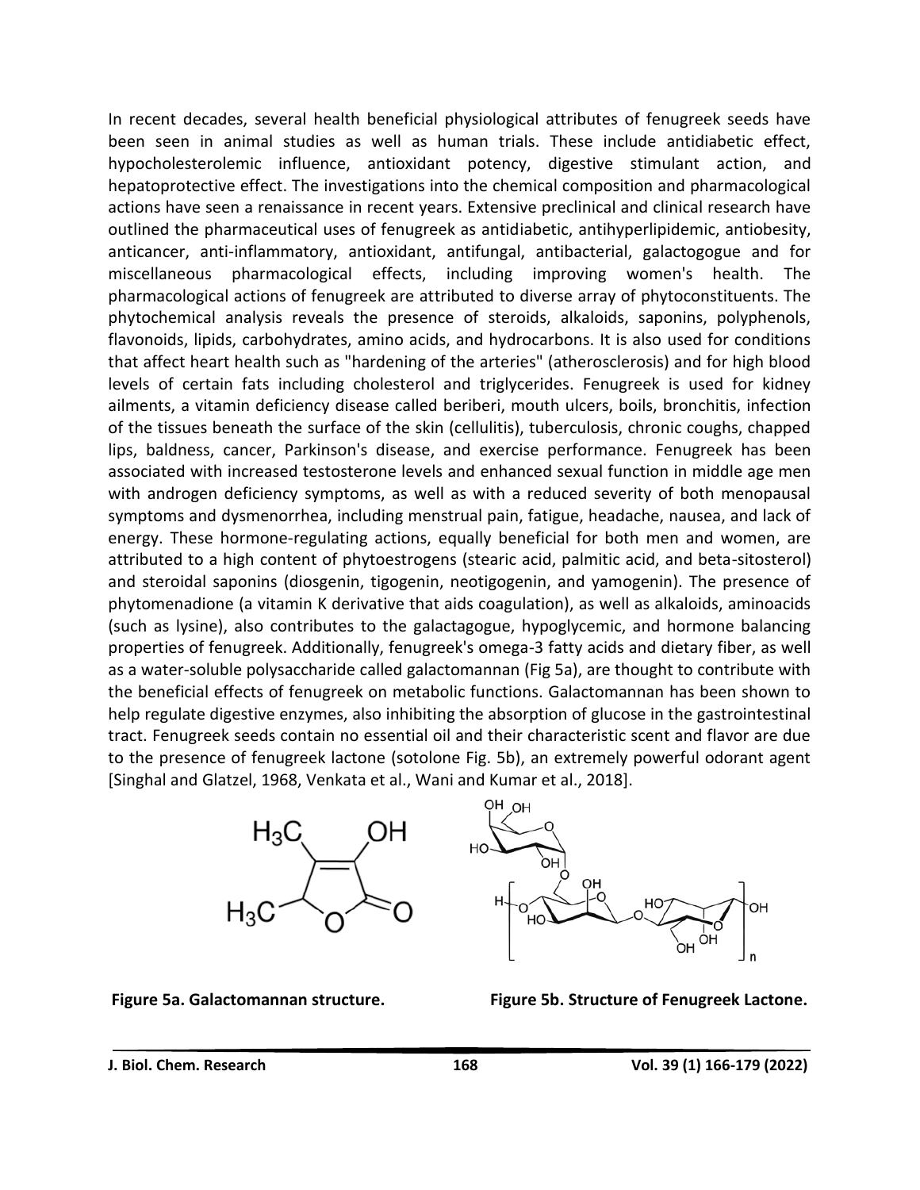In recent decades, several health beneficial physiological attributes of fenugreek seeds have been seen in animal studies as well as human trials. These include antidiabetic effect, hypocholesterolemic influence, antioxidant potency, digestive stimulant action, and hepatoprotective effect. The investigations into the chemical composition and pharmacological actions have seen a renaissance in recent years. Extensive preclinical and clinical research have outlined the pharmaceutical uses of fenugreek as antidiabetic, antihyperlipidemic, antiobesity, anticancer, anti-inflammatory, antioxidant, antifungal, antibacterial, galactogogue and for miscellaneous pharmacological effects, including improving women's health. The pharmacological actions of fenugreek are attributed to diverse array of phytoconstituents. The phytochemical analysis reveals the presence of steroids, alkaloids, saponins, polyphenols, flavonoids, lipids, carbohydrates, amino acids, and hydrocarbons. It is also used for conditions that affect heart health such as "hardening of the arteries" (atherosclerosis) and for high blood levels of certain fats including cholesterol and triglycerides. Fenugreek is used for kidney ailments, a vitamin deficiency disease called beriberi, mouth ulcers, boils, bronchitis, infection of the tissues beneath the surface of the skin (cellulitis), tuberculosis, chronic coughs, chapped lips, baldness, cancer, Parkinson's disease, and exercise performance. Fenugreek has been associated with increased testosterone levels and enhanced sexual function in middle age men with androgen deficiency symptoms, as well as with a reduced severity of both menopausal symptoms and dysmenorrhea, including menstrual pain, fatigue, headache, nausea, and lack of energy. These hormone-regulating actions, equally beneficial for both men and women, are attributed to a high content of phytoestrogens (stearic acid, palmitic acid, and beta-sitosterol) and steroidal saponins (diosgenin, tigogenin, neotigogenin, and yamogenin). The presence of phytomenadione (a vitamin K derivative that aids coagulation), as well as alkaloids, aminoacids (such as lysine), also contributes to the galactagogue, hypoglycemic, and hormone balancing properties of fenugreek. Additionally, fenugreek's omega-3 fatty acids and dietary fiber, as well as a water-soluble polysaccharide called galactomannan (Fig 5a), are thought to contribute with the beneficial effects of fenugreek on metabolic functions. Galactomannan has been shown to help regulate digestive enzymes, also inhibiting the absorption of glucose in the gastrointestinal tract. Fenugreek seeds contain no essential oil and their characteristic scent and flavor are due to the presence of fenugreek lactone (sotolone Fig. 5b), an extremely powerful odorant agent [Singhal and Glatzel, 1968, Venkata et al., Wani and Kumar et al., 2018].

**Figure 5a. Galactomannan structure.** **Figure 5b. Structure of Fenugreek Lactone.**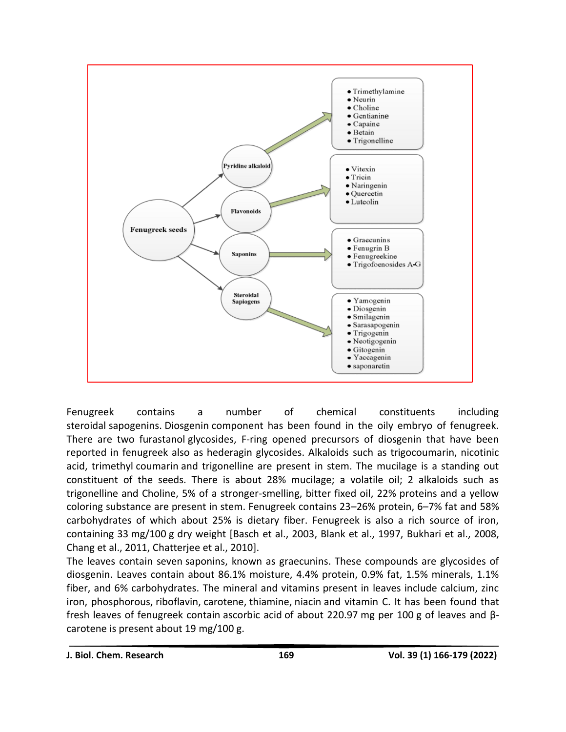**Fenugreek seeds**

- **Pyridine alkaloid**
  - Trimethylamine
  - Neurin
  - Choline
  - Gentianine
  - Capaine
  - Betain
  - Trigonelline
- **Flavonoids**
  - Vitexin
  - Tricin
  - Naringenin
  - Quercetin
  - Luteolin
- **Saponins**
  - Graecunins
  - Fenugrin B
  - Fenugreekine
  - Trigofoenosides A-G
- **Steroidal Sapiogens**
  - Yamogenin
  - Diosgenin
  - Smilagenin
  - Sarasapogenin
  - Trigogenin
  - Neotigogenin
  - Gitogenin
  - Yaccagenin
  - saponaretin

Fenugreek contains a number of chemical constituents including steroidal sapogenins. Diosgenin component has been found in the oily embryo of fenugreek. There are two furastanol glycosides, F-ring opened precursors of diosgenin that have been reported in fenugreek also as hederagin glycosides. Alkaloids such as trigocoumarin, nicotinic acid, trimethyl coumarin and trigonelline are present in stem. The mucilage is a standing out constituent of the seeds. There is about 28% mucilage; a volatile oil; 2 alkaloids such as trigonelline and Choline, 5% of a stronger-smelling, bitter fixed oil, 22% proteins and a yellow coloring substance are present in stem. Fenugreek contains 23–26% protein, 6–7% fat and 58% carbohydrates of which about 25% is dietary fiber. Fenugreek is also a rich source of iron, containing 33 mg/100 g dry weight [Basch et al., 2003, Blank et al., 1997, Bukhari et al., 2008, Chang et al., 2011, Chatterjee et al., 2010].

The leaves contain seven saponins, known as graecunins. These compounds are glycosides of diosgenin. Leaves contain about 86.1% moisture, 4.4% protein, 0.9% fat, 1.5% minerals, 1.1% fiber, and 6% carbohydrates. The mineral and vitamins present in leaves include calcium, zinc iron, phosphorous, riboflavin, carotene, thiamine, niacin and vitamin C. It has been found that fresh leaves of fenugreek contain ascorbic acid of about 220.97 mg per 100 g of leaves and β-carotene is present about 19 mg/100 g.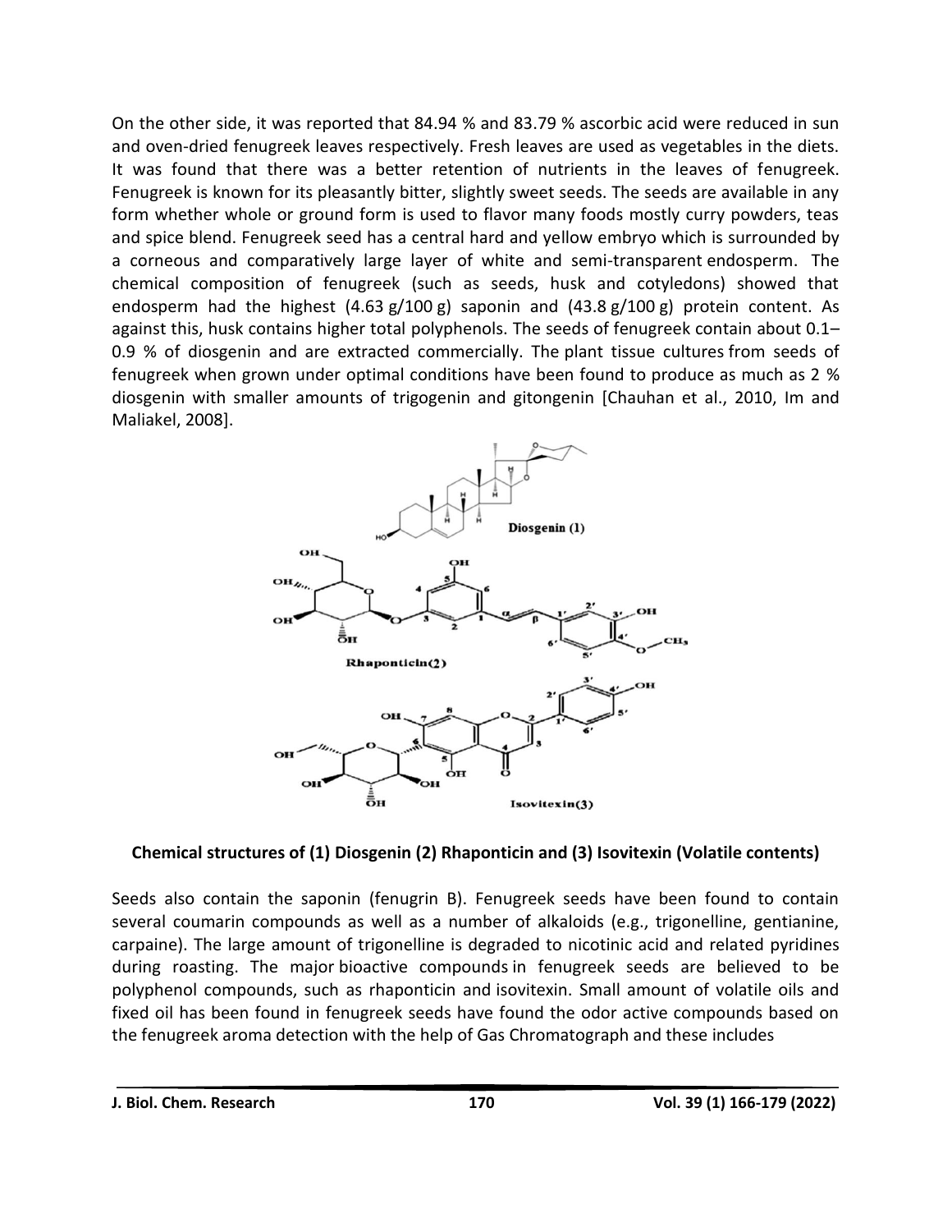On the other side, it was reported that 84.94 % and 83.79 % ascorbic acid were reduced in sun and oven-dried fenugreek leaves respectively. Fresh leaves are used as vegetables in the diets. It was found that there was a better retention of nutrients in the leaves of fenugreek. Fenugreek is known for its pleasantly bitter, slightly sweet seeds. The seeds are available in any form whether whole or ground form is used to flavor many foods mostly curry powders, teas and spice blend. Fenugreek seed has a central hard and yellow embryo which is surrounded by a corneous and comparatively large layer of white and semi-transparent endosperm. The chemical composition of fenugreek (such as seeds, husk and cotyledons) showed that endosperm had the highest (4.63 g/100 g) saponin and (43.8 g/100 g) protein content. As against this, husk contains higher total polyphenols. The seeds of fenugreek contain about 0.1–0.9 % of diosgenin and are extracted commercially. The plant tissue cultures from seeds of fenugreek when grown under optimal conditions have been found to produce as much as 2 % diosgenin with smaller amounts of trigogenin and gitongenin [Chauhan et al., 2010, Im and Maliakel, 2008].

**Chemical structures of (1) Diosgenin (2) Rhaponticin and (3) Isovitexin (Volatile contents)**

Seeds also contain the saponin (fenugrin B). Fenugreek seeds have been found to contain several coumarin compounds as well as a number of alkaloids (e.g., trigonelline, gentianine, carpaine). The large amount of trigonelline is degraded to nicotinic acid and related pyridines during roasting. The major bioactive compounds in fenugreek seeds are believed to be polyphenol compounds, such as rhaponticin and isovitexin. Small amount of volatile oils and fixed oil has been found in fenugreek seeds have found the odor active compounds based on the fenugreek aroma detection with the help of Gas Chromatograph and these includes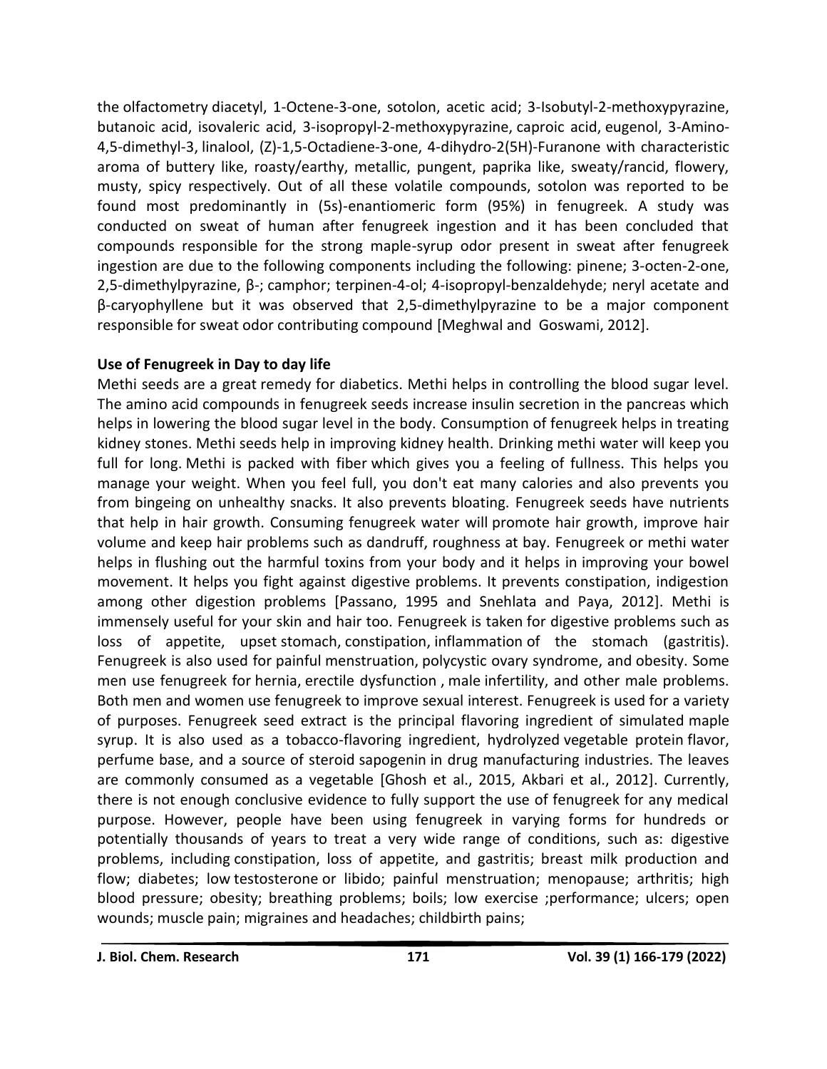the olfactometry diacetyl, 1-Octene-3-one, sotolon, acetic acid; 3-Isobutyl-2-methoxypyrazine, butanoic acid, isovaleric acid, 3-isopropyl-2-methoxypyrazine, caproic acid, eugenol, 3-Amino-4,5-dimethyl-3, linalool, (Z)-1,5-Octadiene-3-one, 4-dihydro-2(5H)-Furanone with characteristic aroma of buttery like, roasty/earthy, metallic, pungent, paprika like, sweaty/rancid, flowery, musty, spicy respectively. Out of all these volatile compounds, sotolon was reported to be found most predominantly in (5s)-enantiomeric form (95%) in fenugreek. A study was conducted on sweat of human after fenugreek ingestion and it has been concluded that compounds responsible for the strong maple-syrup odor present in sweat after fenugreek ingestion are due to the following components including the following: pinene; 3-octen-2-one, 2,5-dimethylpyrazine, β-; camphor; terpinen-4-ol; 4-isopropyl-benzaldehyde; neryl acetate and β-caryophyllene but it was observed that 2,5-dimethylpyrazine to be a major component responsible for sweat odor contributing compound [Meghwal and Goswami, 2012].

**Use of Fenugreek in Day to day life**

Methi seeds are a great remedy for diabetics. Methi helps in controlling the blood sugar level. The amino acid compounds in fenugreek seeds increase insulin secretion in the pancreas which helps in lowering the blood sugar level in the body. Consumption of fenugreek helps in treating kidney stones. Methi seeds help in improving kidney health. Drinking methi water will keep you full for long. Methi is packed with fiber which gives you a feeling of fullness. This helps you manage your weight. When you feel full, you don't eat many calories and also prevents you from bingeing on unhealthy snacks. It also prevents bloating. Fenugreek seeds have nutrients that help in hair growth. Consuming fenugreek water will promote hair growth, improve hair volume and keep hair problems such as dandruff, roughness at bay. Fenugreek or methi water helps in flushing out the harmful toxins from your body and it helps in improving your bowel movement. It helps you fight against digestive problems. It prevents constipation, indigestion among other digestion problems [Passano, 1995 and Snehlata and Paya, 2012]. Methi is immensely useful for your skin and hair too. Fenugreek is taken for digestive problems such as loss of appetite, upset stomach, constipation, inflammation of the stomach (gastritis). Fenugreek is also used for painful menstruation, polycystic ovary syndrome, and obesity. Some men use fenugreek for hernia, erectile dysfunction , male infertility, and other male problems. Both men and women use fenugreek to improve sexual interest. Fenugreek is used for a variety of purposes. Fenugreek seed extract is the principal flavoring ingredient of simulated maple syrup. It is also used as a tobacco-flavoring ingredient, hydrolyzed vegetable protein flavor, perfume base, and a source of steroid sapogenin in drug manufacturing industries. The leaves are commonly consumed as a vegetable [Ghosh et al., 2015, Akbari et al., 2012]. Currently, there is not enough conclusive evidence to fully support the use of fenugreek for any medical purpose. However, people have been using fenugreek in varying forms for hundreds or potentially thousands of years to treat a very wide range of conditions, such as: digestive problems, including constipation, loss of appetite, and gastritis; breast milk production and flow; diabetes; low testosterone or libido; painful menstruation; menopause; arthritis; high blood pressure; obesity; breathing problems; boils; low exercise ;performance; ulcers; open wounds; muscle pain; migraines and headaches; childbirth pains;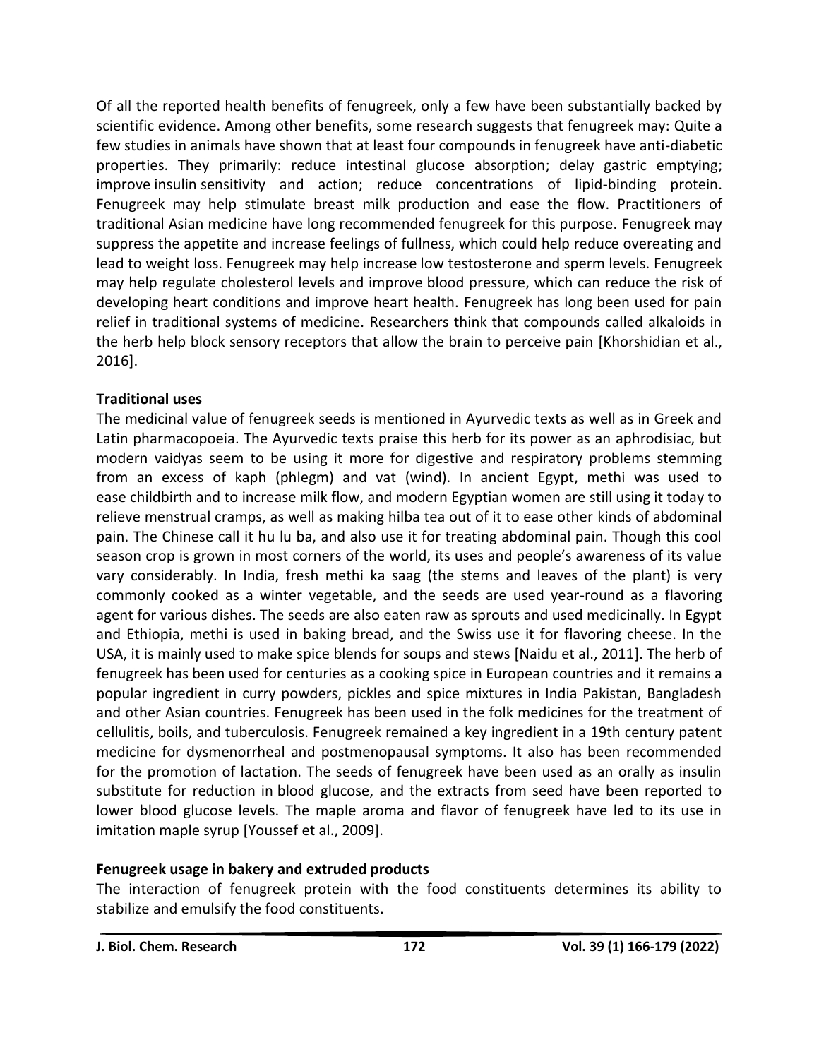Of all the reported health benefits of fenugreek, only a few have been substantially backed by scientific evidence. Among other benefits, some research suggests that fenugreek may: Quite a few studies in animals have shown that at least four compounds in fenugreek have anti-diabetic properties. They primarily: reduce intestinal glucose absorption; delay gastric emptying; improve insulin sensitivity and action; reduce concentrations of lipid-binding protein. Fenugreek may help stimulate breast milk production and ease the flow. Practitioners of traditional Asian medicine have long recommended fenugreek for this purpose. Fenugreek may suppress the appetite and increase feelings of fullness, which could help reduce overeating and lead to weight loss. Fenugreek may help increase low testosterone and sperm levels. Fenugreek may help regulate cholesterol levels and improve blood pressure, which can reduce the risk of developing heart conditions and improve heart health. Fenugreek has long been used for pain relief in traditional systems of medicine. Researchers think that compounds called alkaloids in the herb help block sensory receptors that allow the brain to perceive pain [Khorshidian et al., 2016].

**Traditional uses**

The medicinal value of fenugreek seeds is mentioned in Ayurvedic texts as well as in Greek and Latin pharmacopoeia. The Ayurvedic texts praise this herb for its power as an aphrodisiac, but modern vaidyas seem to be using it more for digestive and respiratory problems stemming from an excess of kaph (phlegm) and vat (wind). In ancient Egypt, methi was used to ease childbirth and to increase milk flow, and modern Egyptian women are still using it today to relieve menstrual cramps, as well as making hilba tea out of it to ease other kinds of abdominal pain. The Chinese call it hu lu ba, and also use it for treating abdominal pain. Though this cool season crop is grown in most corners of the world, its uses and people's awareness of its value vary considerably. In India, fresh methi ka saag (the stems and leaves of the plant) is very commonly cooked as a winter vegetable, and the seeds are used year-round as a flavoring agent for various dishes. The seeds are also eaten raw as sprouts and used medicinally. In Egypt and Ethiopia, methi is used in baking bread, and the Swiss use it for flavoring cheese. In the USA, it is mainly used to make spice blends for soups and stews [Naidu et al., 2011]. The herb of fenugreek has been used for centuries as a cooking spice in European countries and it remains a popular ingredient in curry powders, pickles and spice mixtures in India Pakistan, Bangladesh and other Asian countries. Fenugreek has been used in the folk medicines for the treatment of cellulitis, boils, and tuberculosis. Fenugreek remained a key ingredient in a 19th century patent medicine for dysmenorrheal and postmenopausal symptoms. It also has been recommended for the promotion of lactation. The seeds of fenugreek have been used as an orally as insulin substitute for reduction in blood glucose, and the extracts from seed have been reported to lower blood glucose levels. The maple aroma and flavor of fenugreek have led to its use in imitation maple syrup [Youssef et al., 2009].

**Fenugreek usage in bakery and extruded products**

The interaction of fenugreek protein with the food constituents determines its ability to stabilize and emulsify the food constituents.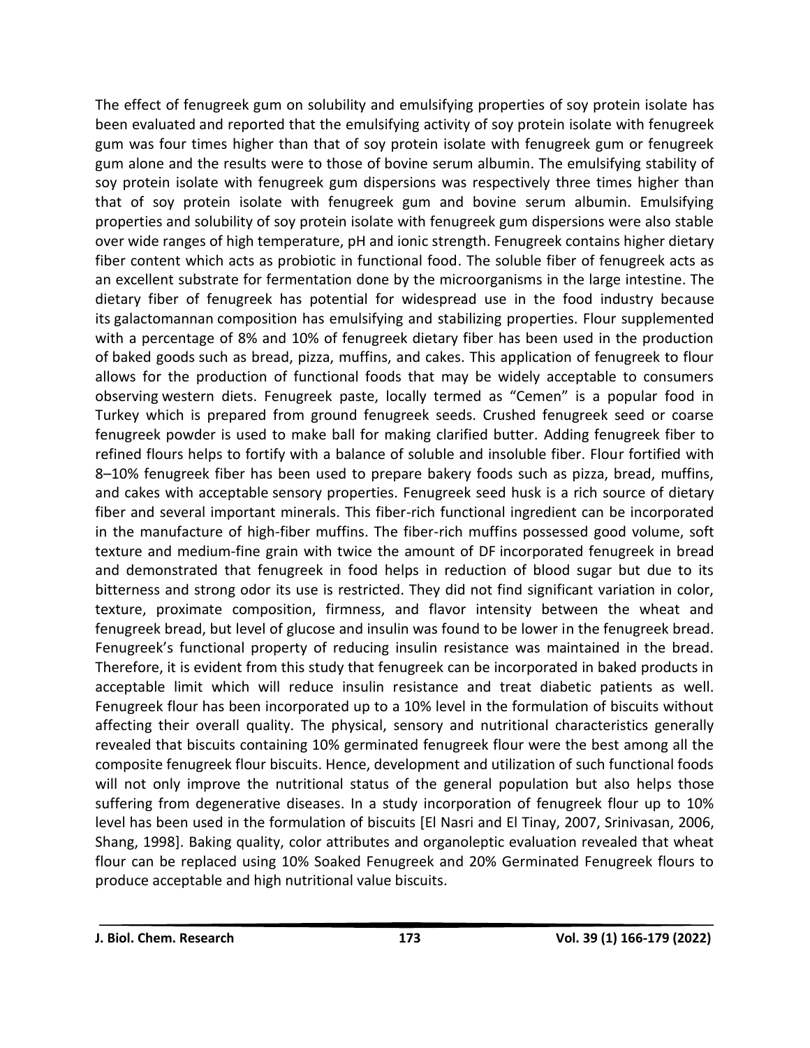The effect of fenugreek gum on solubility and emulsifying properties of soy protein isolate has been evaluated and reported that the emulsifying activity of soy protein isolate with fenugreek gum was four times higher than that of soy protein isolate with fenugreek gum or fenugreek gum alone and the results were to those of bovine serum albumin. The emulsifying stability of soy protein isolate with fenugreek gum dispersions was respectively three times higher than that of soy protein isolate with fenugreek gum and bovine serum albumin. Emulsifying properties and solubility of soy protein isolate with fenugreek gum dispersions were also stable over wide ranges of high temperature, pH and ionic strength. Fenugreek contains higher dietary fiber content which acts as probiotic in functional food. The soluble fiber of fenugreek acts as an excellent substrate for fermentation done by the microorganisms in the large intestine. The dietary fiber of fenugreek has potential for widespread use in the food industry because its galactomannan composition has emulsifying and stabilizing properties. Flour supplemented with a percentage of 8% and 10% of fenugreek dietary fiber has been used in the production of baked goods such as bread, pizza, muffins, and cakes. This application of fenugreek to flour allows for the production of functional foods that may be widely acceptable to consumers observing western diets. Fenugreek paste, locally termed as "Cemen" is a popular food in Turkey which is prepared from ground fenugreek seeds. Crushed fenugreek seed or coarse fenugreek powder is used to make ball for making clarified butter. Adding fenugreek fiber to refined flours helps to fortify with a balance of soluble and insoluble fiber. Flour fortified with 8–10% fenugreek fiber has been used to prepare bakery foods such as pizza, bread, muffins, and cakes with acceptable sensory properties. Fenugreek seed husk is a rich source of dietary fiber and several important minerals. This fiber-rich functional ingredient can be incorporated in the manufacture of high-fiber muffins. The fiber-rich muffins possessed good volume, soft texture and medium-fine grain with twice the amount of DF incorporated fenugreek in bread and demonstrated that fenugreek in food helps in reduction of blood sugar but due to its bitterness and strong odor its use is restricted. They did not find significant variation in color, texture, proximate composition, firmness, and flavor intensity between the wheat and fenugreek bread, but level of glucose and insulin was found to be lower in the fenugreek bread. Fenugreek's functional property of reducing insulin resistance was maintained in the bread. Therefore, it is evident from this study that fenugreek can be incorporated in baked products in acceptable limit which will reduce insulin resistance and treat diabetic patients as well. Fenugreek flour has been incorporated up to a 10% level in the formulation of biscuits without affecting their overall quality. The physical, sensory and nutritional characteristics generally revealed that biscuits containing 10% germinated fenugreek flour were the best among all the composite fenugreek flour biscuits. Hence, development and utilization of such functional foods will not only improve the nutritional status of the general population but also helps those suffering from degenerative diseases. In a study incorporation of fenugreek flour up to 10% level has been used in the formulation of biscuits [El Nasri and El Tinay, 2007, Srinivasan, 2006, Shang, 1998]. Baking quality, color attributes and organoleptic evaluation revealed that wheat flour can be replaced using 10% Soaked Fenugreek and 20% Germinated Fenugreek flours to produce acceptable and high nutritional value biscuits.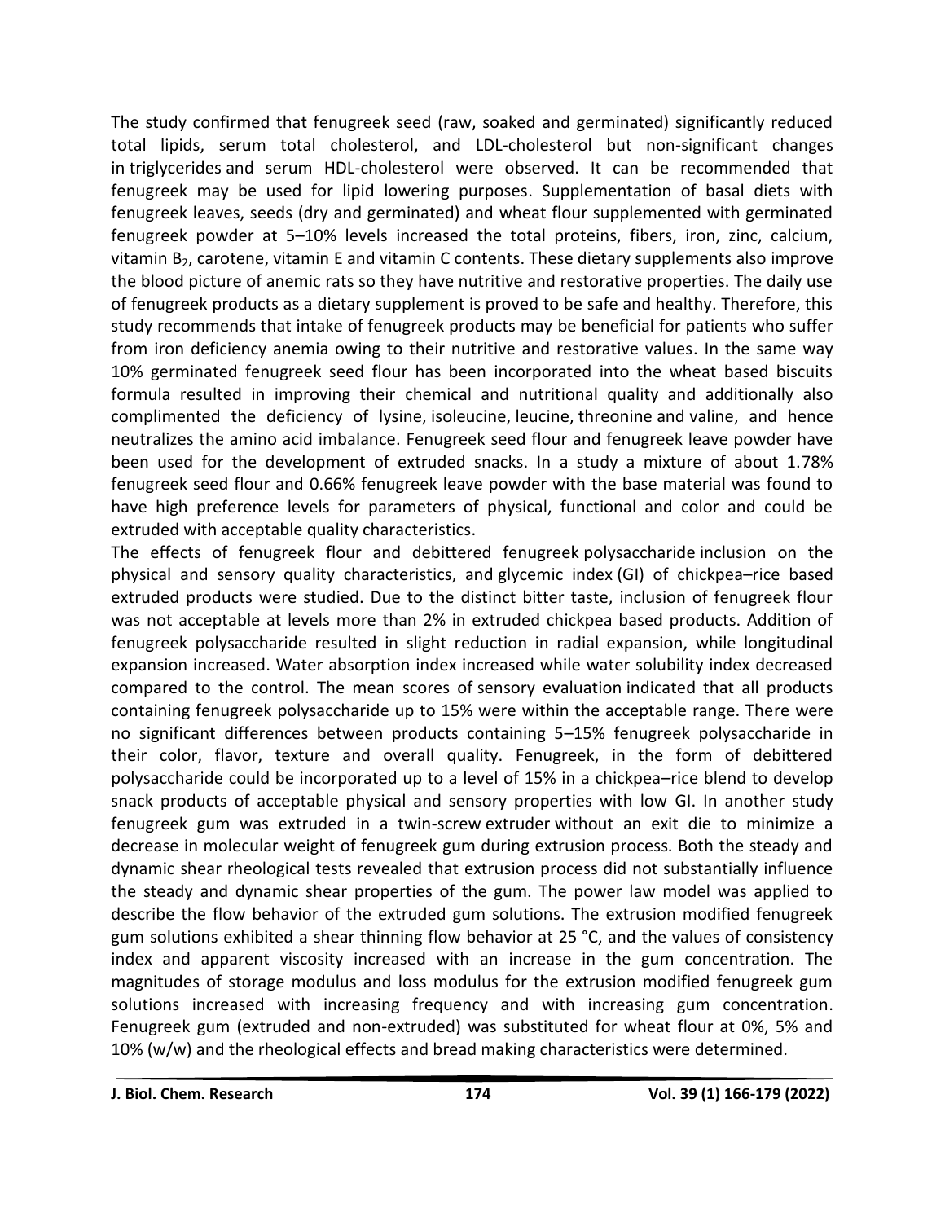The study confirmed that fenugreek seed (raw, soaked and germinated) significantly reduced total lipids, serum total cholesterol, and LDL-cholesterol but non-significant changes in triglycerides and serum HDL-cholesterol were observed. It can be recommended that fenugreek may be used for lipid lowering purposes. Supplementation of basal diets with fenugreek leaves, seeds (dry and germinated) and wheat flour supplemented with germinated fenugreek powder at 5–10% levels increased the total proteins, fibers, iron, zinc, calcium, vitamin $B_2$, carotene, vitamin E and vitamin C contents. These dietary supplements also improve the blood picture of anemic rats so they have nutritive and restorative properties. The daily use of fenugreek products as a dietary supplement is proved to be safe and healthy. Therefore, this study recommends that intake of fenugreek products may be beneficial for patients who suffer from iron deficiency anemia owing to their nutritive and restorative values. In the same way 10% germinated fenugreek seed flour has been incorporated into the wheat based biscuits formula resulted in improving their chemical and nutritional quality and additionally also complimented the deficiency of lysine, isoleucine, leucine, threonine and valine, and hence neutralizes the amino acid imbalance. Fenugreek seed flour and fenugreek leave powder have been used for the development of extruded snacks. In a study a mixture of about 1.78% fenugreek seed flour and 0.66% fenugreek leave powder with the base material was found to have high preference levels for parameters of physical, functional and color and could be extruded with acceptable quality characteristics.

The effects of fenugreek flour and debittered fenugreek polysaccharide inclusion on the physical and sensory quality characteristics, and glycemic index (GI) of chickpea–rice based extruded products were studied. Due to the distinct bitter taste, inclusion of fenugreek flour was not acceptable at levels more than 2% in extruded chickpea based products. Addition of fenugreek polysaccharide resulted in slight reduction in radial expansion, while longitudinal expansion increased. Water absorption index increased while water solubility index decreased compared to the control. The mean scores of sensory evaluation indicated that all products containing fenugreek polysaccharide up to 15% were within the acceptable range. There were no significant differences between products containing 5–15% fenugreek polysaccharide in their color, flavor, texture and overall quality. Fenugreek, in the form of debittered polysaccharide could be incorporated up to a level of 15% in a chickpea–rice blend to develop snack products of acceptable physical and sensory properties with low GI. In another study fenugreek gum was extruded in a twin-screw extruder without an exit die to minimize a decrease in molecular weight of fenugreek gum during extrusion process. Both the steady and dynamic shear rheological tests revealed that extrusion process did not substantially influence the steady and dynamic shear properties of the gum. The power law model was applied to describe the flow behavior of the extruded gum solutions. The extrusion modified fenugreek gum solutions exhibited a shear thinning flow behavior at 25 °C, and the values of consistency index and apparent viscosity increased with an increase in the gum concentration. The magnitudes of storage modulus and loss modulus for the extrusion modified fenugreek gum solutions increased with increasing frequency and with increasing gum concentration. Fenugreek gum (extruded and non-extruded) was substituted for wheat flour at 0%, 5% and 10% (w/w) and the rheological effects and bread making characteristics were determined.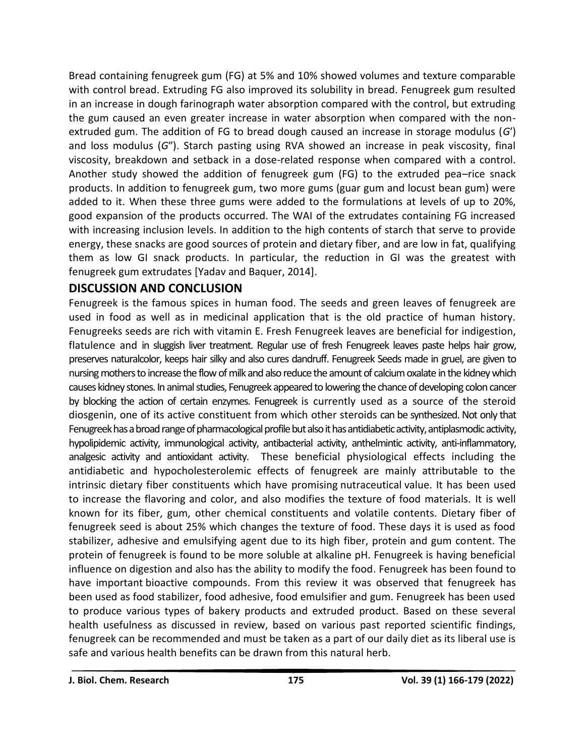Bread containing fenugreek gum (FG) at 5% and 10% showed volumes and texture comparable with control bread. Extruding FG also improved its solubility in bread. Fenugreek gum resulted in an increase in dough farinograph water absorption compared with the control, but extruding the gum caused an even greater increase in water absorption when compared with the non-extruded gum. The addition of FG to bread dough caused an increase in storage modulus (*G*') and loss modulus (*G*"). Starch pasting using RVA showed an increase in peak viscosity, final viscosity, breakdown and setback in a dose-related response when compared with a control. Another study showed the addition of fenugreek gum (FG) to the extruded pea–rice snack products. In addition to fenugreek gum, two more gums (guar gum and locust bean gum) were added to it. When these three gums were added to the formulations at levels of up to 20%, good expansion of the products occurred. The WAI of the extrudates containing FG increased with increasing inclusion levels. In addition to the high contents of starch that serve to provide energy, these snacks are good sources of protein and dietary fiber, and are low in fat, qualifying them as low GI snack products. In particular, the reduction in GI was the greatest with fenugreek gum extrudates [Yadav and Baquer, 2014].

## DISCUSSION AND CONCLUSION

Fenugreek is the famous spices in human food. The seeds and green leaves of fenugreek are used in food as well as in medicinal application that is the old practice of human history. Fenugreeks seeds are rich with vitamin E. Fresh Fenugreek leaves are beneficial for indigestion, flatulence and in sluggish liver treatment. Regular use of fresh Fenugreek leaves paste helps hair grow, preserves naturalcolor, keeps hair silky and also cures dandruff. Fenugreek Seeds made in gruel, are given to nursing mothers to increase the flow of milk and also reduce the amount of calcium oxalate in the kidney which causes kidney stones. In animal studies, Fenugreek appeared to lowering the chance of developing colon cancer by blocking the action of certain enzymes. Fenugreek is currently used as a source of the steroid diosgenin, one of its active constituent from which other steroids can be synthesized. Not only that Fenugreek has a broad range of pharmacological profile but also it has antidiabetic activity, antiplasmodic activity, hypolipidemic activity, immunological activity, antibacterial activity, anthelmintic activity, anti-inflammatory, analgesic activity and antioxidant activity. These beneficial physiological effects including the antidiabetic and hypocholesterolemic effects of fenugreek are mainly attributable to the intrinsic dietary fiber constituents which have promising nutraceutical value. It has been used to increase the flavoring and color, and also modifies the texture of food materials. It is well known for its fiber, gum, other chemical constituents and volatile contents. Dietary fiber of fenugreek seed is about 25% which changes the texture of food. These days it is used as food stabilizer, adhesive and emulsifying agent due to its high fiber, protein and gum content. The protein of fenugreek is found to be more soluble at alkaline pH. Fenugreek is having beneficial influence on digestion and also has the ability to modify the food. Fenugreek has been found to have important bioactive compounds. From this review it was observed that fenugreek has been used as food stabilizer, food adhesive, food emulsifier and gum. Fenugreek has been used to produce various types of bakery products and extruded product. Based on these several health usefulness as discussed in review, based on various past reported scientific findings, fenugreek can be recommended and must be taken as a part of our daily diet as its liberal use is safe and various health benefits can be drawn from this natural herb.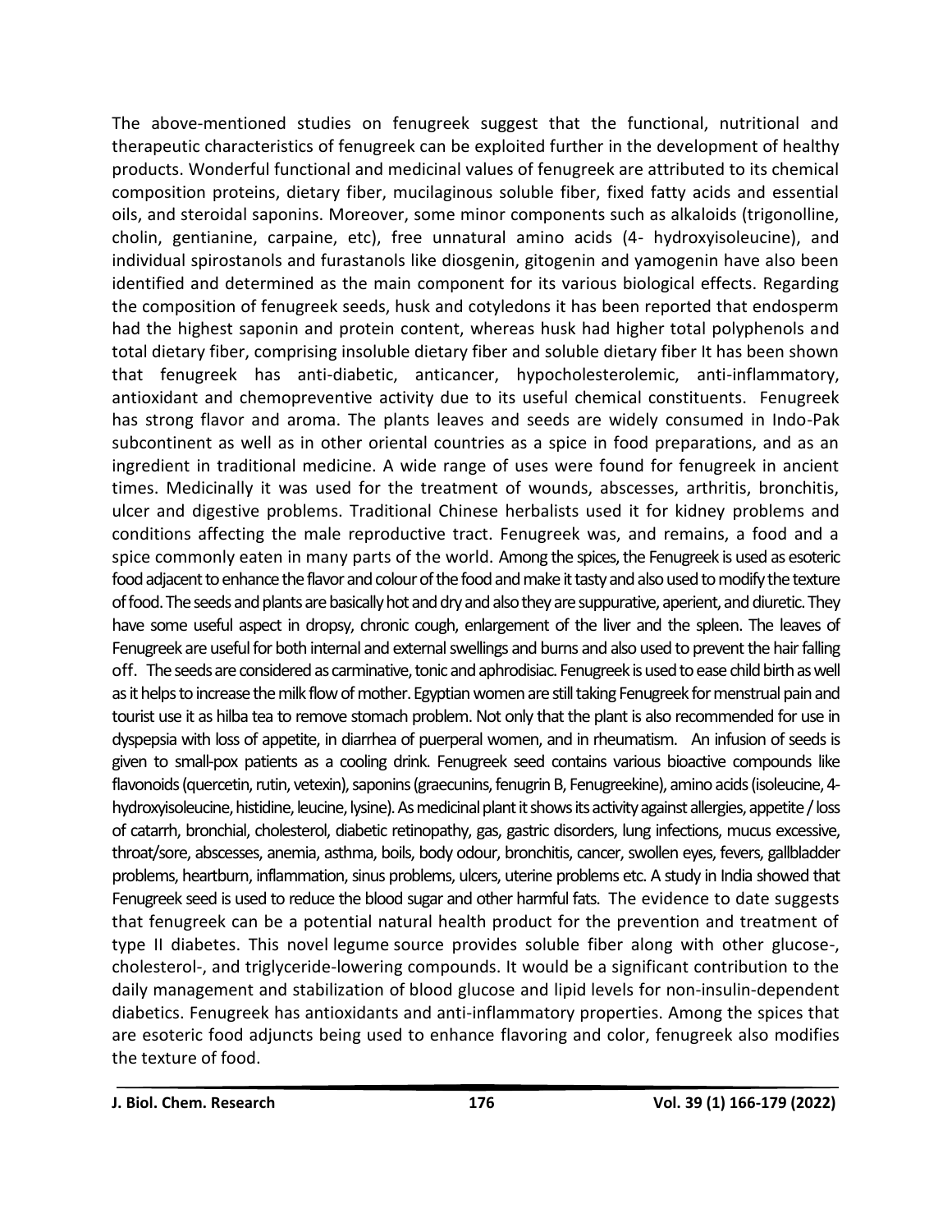The above-mentioned studies on fenugreek suggest that the functional, nutritional and therapeutic characteristics of fenugreek can be exploited further in the development of healthy products. Wonderful functional and medicinal values of fenugreek are attributed to its chemical composition proteins, dietary fiber, mucilaginous soluble fiber, fixed fatty acids and essential oils, and steroidal saponins. Moreover, some minor components such as alkaloids (trigonolline, cholin, gentianine, carpaine, etc), free unnatural amino acids (4- hydroxyisoleucine), and individual spirostanols and furastanols like diosgenin, gitogenin and yamogenin have also been identified and determined as the main component for its various biological effects. Regarding the composition of fenugreek seeds, husk and cotyledons it has been reported that endosperm had the highest saponin and protein content, whereas husk had higher total polyphenols and total dietary fiber, comprising insoluble dietary fiber and soluble dietary fiber It has been shown that fenugreek has anti-diabetic, anticancer, hypocholesterolemic, anti-inflammatory, antioxidant and chemopreventive activity due to its useful chemical constituents. Fenugreek has strong flavor and aroma. The plants leaves and seeds are widely consumed in Indo-Pak subcontinent as well as in other oriental countries as a spice in food preparations, and as an ingredient in traditional medicine. A wide range of uses were found for fenugreek in ancient times. Medicinally it was used for the treatment of wounds, abscesses, arthritis, bronchitis, ulcer and digestive problems. Traditional Chinese herbalists used it for kidney problems and conditions affecting the male reproductive tract. Fenugreek was, and remains, a food and a spice commonly eaten in many parts of the world. Among the spices, the Fenugreek is used as esoteric food adjacent to enhance the flavor and colour of the food and make it tasty and also used to modify the texture of food. The seeds and plants are basically hot and dry and also they are suppurative, aperient, and diuretic. They have some useful aspect in dropsy, chronic cough, enlargement of the liver and the spleen. The leaves of Fenugreek are useful for both internal and external swellings and burns and also used to prevent the hair falling off. The seeds are considered as carminative, tonic and aphrodisiac. Fenugreek is used to ease child birth as well as it helps to increase the milk flow of mother. Egyptian women are still taking Fenugreek for menstrual pain and tourist use it as hilba tea to remove stomach problem. Not only that the plant is also recommended for use in dyspepsia with loss of appetite, in diarrhea of puerperal women, and in rheumatism. An infusion of seeds is given to small-pox patients as a cooling drink. Fenugreek seed contains various bioactive compounds like flavonoids (quercetin, rutin, vetexin), saponins (graecunins, fenugrin B, Fenugreekine), amino acids (isoleucine, 4-hydroxyisoleucine, histidine, leucine, lysine). As medicinal plant it shows its activity against allergies, appetite / loss of catarrh, bronchial, cholesterol, diabetic retinopathy, gas, gastric disorders, lung infections, mucus excessive, throat/sore, abscesses, anemia, asthma, boils, body odour, bronchitis, cancer, swollen eyes, fevers, gallbladder problems, heartburn, inflammation, sinus problems, ulcers, uterine problems etc. A study in India showed that Fenugreek seed is used to reduce the blood sugar and other harmful fats. The evidence to date suggests that fenugreek can be a potential natural health product for the prevention and treatment of type II diabetes. This novel legume source provides soluble fiber along with other glucose-, cholesterol-, and triglyceride-lowering compounds. It would be a significant contribution to the daily management and stabilization of blood glucose and lipid levels for non-insulin-dependent diabetics. Fenugreek has antioxidants and anti-inflammatory properties. Among the spices that are esoteric food adjuncts being used to enhance flavoring and color, fenugreek also modifies the texture of food.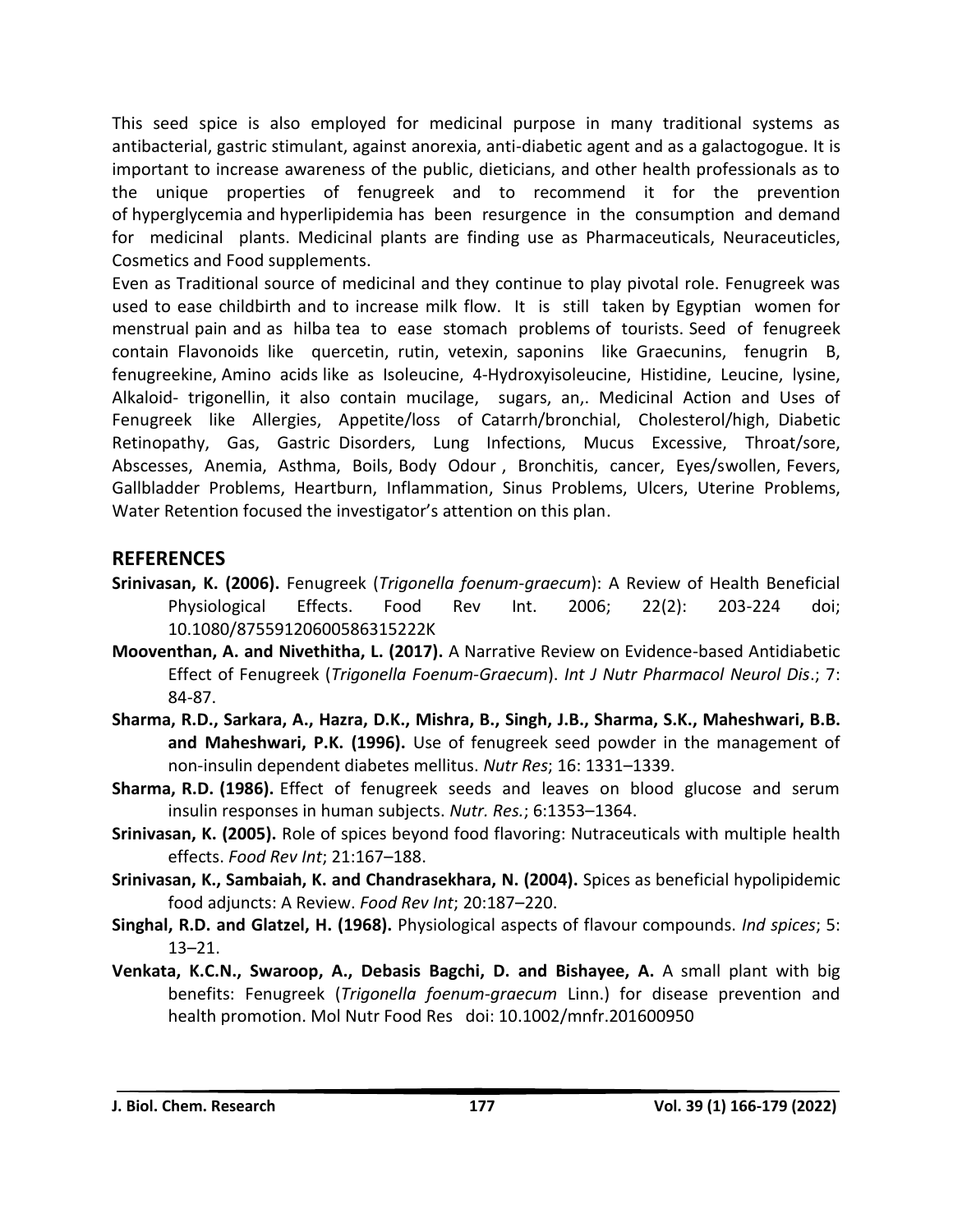This seed spice is also employed for medicinal purpose in many traditional systems as antibacterial, gastric stimulant, against anorexia, anti-diabetic agent and as a galactogogue. It is important to increase awareness of the public, dieticians, and other health professionals as to the unique properties of fenugreek and to recommend it for the prevention of hyperglycemia and hyperlipidemia has been resurgence in the consumption and demand for medicinal plants. Medicinal plants are finding use as Pharmaceuticals, Neuraceuticles, Cosmetics and Food supplements.

Even as Traditional source of medicinal and they continue to play pivotal role. Fenugreek was used to ease childbirth and to increase milk flow. It is still taken by Egyptian women for menstrual pain and as hilba tea to ease stomach problems of tourists. Seed of fenugreek contain Flavonoids like quercetin, rutin, vetexin, saponins like Graecunins, fenugrin B, fenugreekine, Amino acids like as Isoleucine, 4-Hydroxyisoleucine, Histidine, Leucine, lysine, Alkaloid- trigonellin, it also contain mucilage, sugars, an,. Medicinal Action and Uses of Fenugreek like Allergies, Appetite/loss of Catarrh/bronchial, Cholesterol/high, Diabetic Retinopathy, Gas, Gastric Disorders, Lung Infections, Mucus Excessive, Throat/sore, Abscesses, Anemia, Asthma, Boils, Body Odour , Bronchitis, cancer, Eyes/swollen, Fevers, Gallbladder Problems, Heartburn, Inflammation, Sinus Problems, Ulcers, Uterine Problems, Water Retention focused the investigator's attention on this plan.

## REFERENCES

**Srinivasan, K. (2006).** Fenugreek (*Trigonella foenum-graecum*): A Review of Health Beneficial Physiological Effects. Food Rev Int. 2006; 22(2): 203-224 doi; 10.1080/87559120600586315222K

**Mooventhan, A. and Nivethitha, L. (2017).** A Narrative Review on Evidence-based Antidiabetic Effect of Fenugreek (*Trigonella Foenum-Graecum*). *Int J Nutr Pharmacol Neurol Dis*.; 7: 84-87.

**Sharma, R.D., Sarkara, A., Hazra, D.K., Mishra, B., Singh, J.B., Sharma, S.K., Maheshwari, B.B. and Maheshwari, P.K. (1996).** Use of fenugreek seed powder in the management of non-insulin dependent diabetes mellitus. *Nutr Res*; 16: 1331–1339.

**Sharma, R.D. (1986).** Effect of fenugreek seeds and leaves on blood glucose and serum insulin responses in human subjects. *Nutr. Res.*; 6:1353–1364.

**Srinivasan, K. (2005).** Role of spices beyond food flavoring: Nutraceuticals with multiple health effects. *Food Rev Int*; 21:167–188.

**Srinivasan, K., Sambaiah, K. and Chandrasekhara, N. (2004).** Spices as beneficial hypolipidemic food adjuncts: A Review. *Food Rev Int*; 20:187–220.

**Singhal, R.D. and Glatzel, H. (1968).** Physiological aspects of flavour compounds. *Ind spices*; 5: 13–21.

**Venkata, K.C.N., Swaroop, A., Debasis Bagchi, D. and Bishayee, A.** A small plant with big benefits: Fenugreek (*Trigonella foenum-graecum* Linn.) for disease prevention and health promotion. Mol Nutr Food Res doi: 10.1002/mnfr.201600950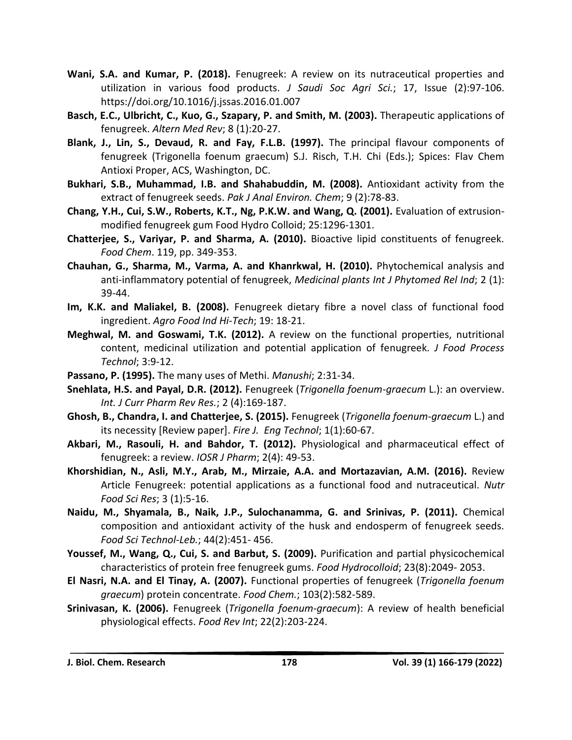**Wani, S.A. and Kumar, P. (2018).** Fenugreek: A review on its nutraceutical properties and utilization in various food products. *J Saudi Soc Agri Sci.*; 17, Issue (2):97-106. https://doi.org/10.1016/j.jssas.2016.01.007

**Basch, E.C., Ulbricht, C., Kuo, G., Szapary, P. and Smith, M. (2003).** Therapeutic applications of fenugreek. *Altern Med Rev*; 8 (1):20-27.

**Blank, J., Lin, S., Devaud, R. and Fay, F.L.B. (1997).** The principal flavour components of fenugreek (Trigonella foenum graecum) S.J. Risch, T.H. Chi (Eds.); Spices: Flav Chem Antioxi Proper, ACS, Washington, DC.

**Bukhari, S.B., Muhammad, I.B. and Shahabuddin, M. (2008).** Antioxidant activity from the extract of fenugreek seeds. *Pak J Anal Environ. Chem*; 9 (2):78-83.

**Chang, Y.H., Cui, S.W., Roberts, K.T., Ng, P.K.W. and Wang, Q. (2001).** Evaluation of extrusion-modified fenugreek gum Food Hydro Colloid; 25:1296-1301.

**Chatterjee, S., Variyar, P. and Sharma, A. (2010).** Bioactive lipid constituents of fenugreek. *Food Chem*. 119, pp. 349-353.

**Chauhan, G., Sharma, M., Varma, A. and Khanrkwal, H. (2010).** Phytochemical analysis and anti-inflammatory potential of fenugreek, *Medicinal plants Int J Phytomed Rel Ind*; 2 (1): 39-44.

**Im, K.K. and Maliakel, B. (2008).** Fenugreek dietary fibre a novel class of functional food ingredient. *Agro Food Ind Hi-Tech*; 19: 18-21.

**Meghwal, M. and Goswami, T.K. (2012).** A review on the functional properties, nutritional content, medicinal utilization and potential application of fenugreek. *J Food Process Technol*; 3:9-12.

**Passano, P. (1995).** The many uses of Methi. *Manushi*; 2:31-34.

**Snehlata, H.S. and Payal, D.R. (2012).** Fenugreek (*Trigonella foenum-graecum* L.): an overview. *Int. J Curr Pharm Rev Res.*; 2 (4):169-187.

**Ghosh, B., Chandra, I. and Chatterjee, S. (2015).** Fenugreek (*Trigonella foenum-graecum* L.) and its necessity [Review paper]. *Fire J. Eng Technol*; 1(1):60-67.

**Akbari, M., Rasouli, H. and Bahdor, T. (2012).** Physiological and pharmaceutical effect of fenugreek: a review. *IOSR J Pharm*; 2(4): 49-53.

**Khorshidian, N., Asli, M.Y., Arab, M., Mirzaie, A.A. and Mortazavian, A.M. (2016).** Review Article Fenugreek: potential applications as a functional food and nutraceutical. *Nutr Food Sci Res*; 3 (1):5-16.

**Naidu, M., Shyamala, B., Naik, J.P., Sulochanamma, G. and Srinivas, P. (2011).** Chemical composition and antioxidant activity of the husk and endosperm of fenugreek seeds. *Food Sci Technol-Leb.*; 44(2):451- 456.

**Youssef, M., Wang, Q., Cui, S. and Barbut, S. (2009).** Purification and partial physicochemical characteristics of protein free fenugreek gums. *Food Hydrocolloid*; 23(8):2049- 2053.

**El Nasri, N.A. and El Tinay, A. (2007).** Functional properties of fenugreek (*Trigonella foenum graecum*) protein concentrate. *Food Chem.*; 103(2):582-589.

**Srinivasan, K. (2006).** Fenugreek (*Trigonella foenum-graecum*): A review of health beneficial physiological effects. *Food Rev Int*; 22(2):203-224.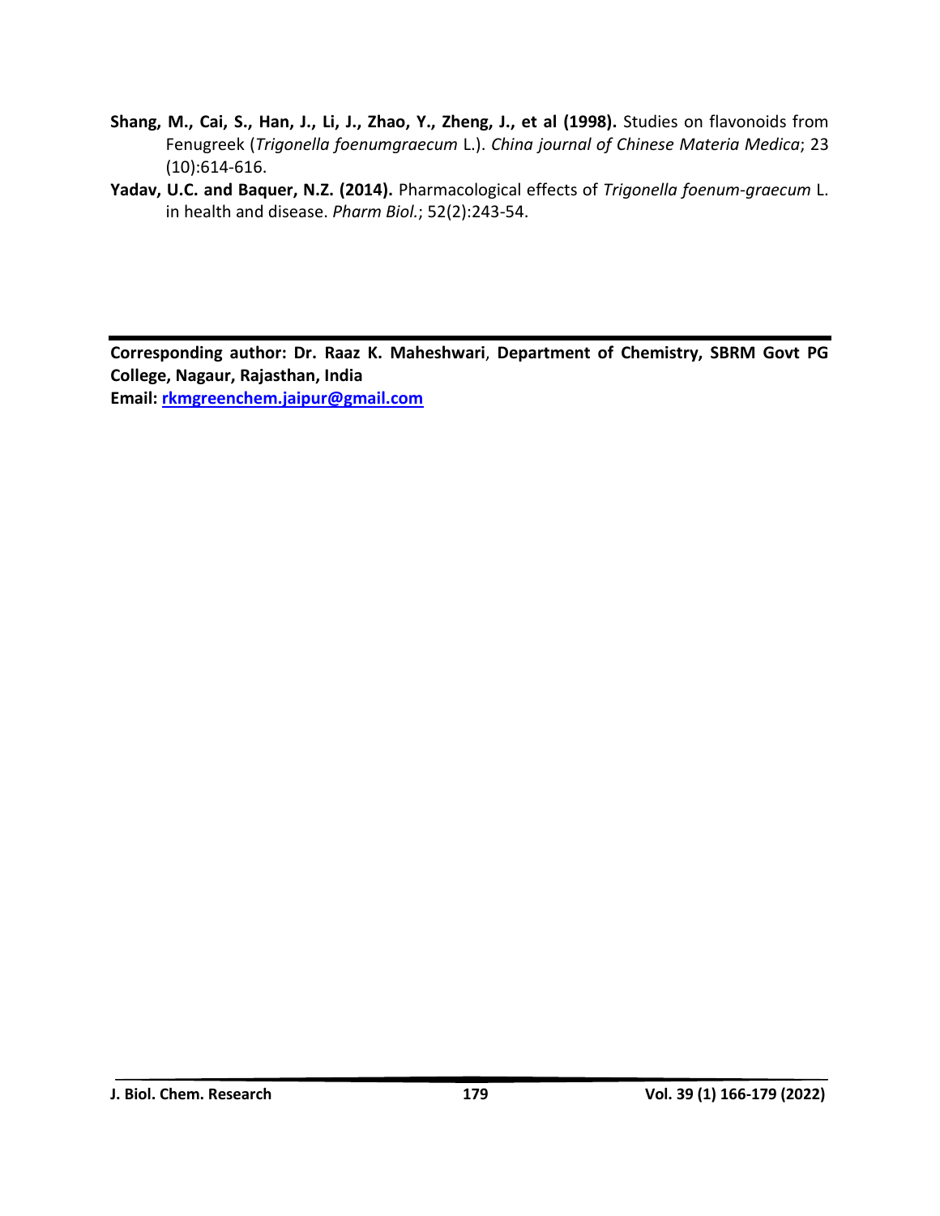**Shang, M., Cai, S., Han, J., Li, J., Zhao, Y., Zheng, J., et al (1998).** Studies on flavonoids from Fenugreek (*Trigonella foenumgraecum* L.). *China journal of Chinese Materia Medica*; 23 (10):614-616.

**Yadav, U.C. and Baquer, N.Z. (2014).** Pharmacological effects of *Trigonella foenum-graecum* L. in health and disease. *Pharm Biol.*; 52(2):243-54.

---

**Corresponding author: Dr. Raaz K. Maheshwari**, **Department of Chemistry, SBRM Govt PG College, Nagaur, Rajasthan, India**
**Email: [rkmgreenchem.jaipur@gmail.com](mailto:rkmgreenchem.jaipur@gmail.com)**